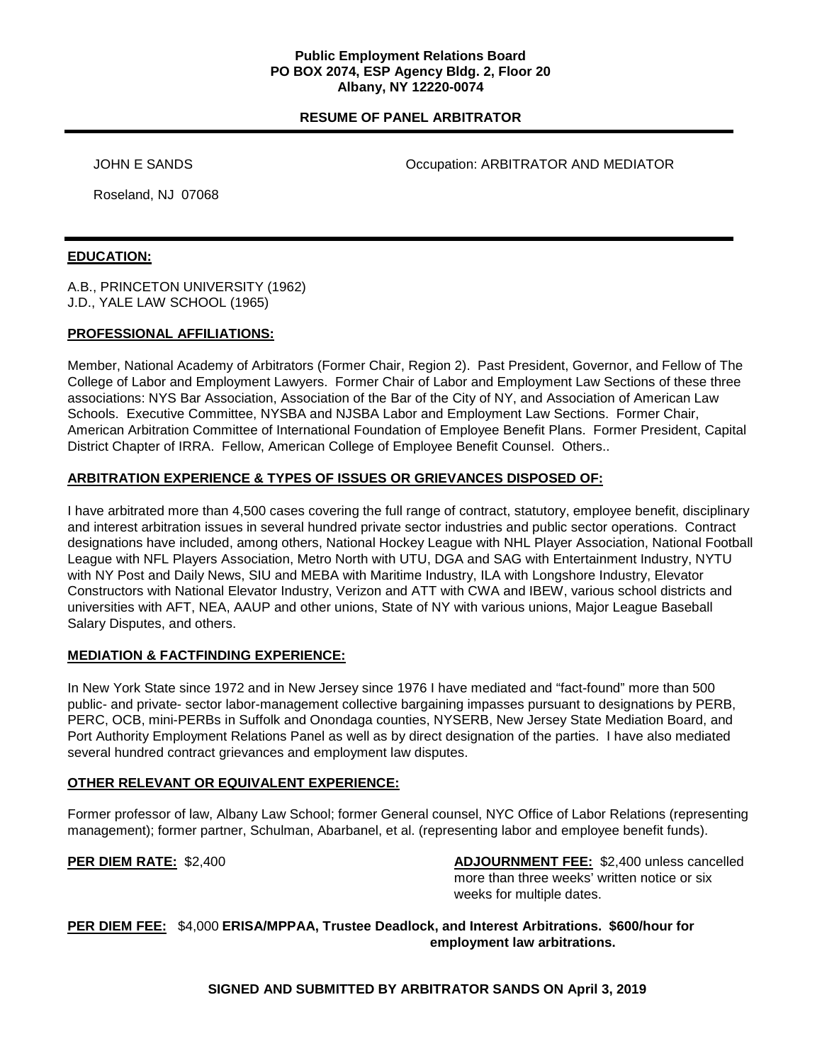**Public Employment Relations Board**
**PO BOX 2074, ESP Agency Bldg. 2, Floor 20**
**Albany, NY 12220-0074**

**RESUME OF PANEL ARBITRATOR**

---

JOHN E SANDS Occupation: ARBITRATOR AND MEDIATOR

Roseland, NJ 07068

---

## EDUCATION:

A.B., PRINCETON UNIVERSITY (1962)
J.D., YALE LAW SCHOOL (1965)

## PROFESSIONAL AFFILIATIONS:

Member, National Academy of Arbitrators (Former Chair, Region 2). Past President, Governor, and Fellow of The College of Labor and Employment Lawyers. Former Chair of Labor and Employment Law Sections of these three associations: NYS Bar Association, Association of the Bar of the City of NY, and Association of American Law Schools. Executive Committee, NYSBA and NJSBA Labor and Employment Law Sections. Former Chair, American Arbitration Committee of International Foundation of Employee Benefit Plans. Former President, Capital District Chapter of IRRA. Fellow, American College of Employee Benefit Counsel. Others..

## ARBITRATION EXPERIENCE & TYPES OF ISSUES OR GRIEVANCES DISPOSED OF:

I have arbitrated more than 4,500 cases covering the full range of contract, statutory, employee benefit, disciplinary and interest arbitration issues in several hundred private sector industries and public sector operations. Contract designations have included, among others, National Hockey League with NHL Player Association, National Football League with NFL Players Association, Metro North with UTU, DGA and SAG with Entertainment Industry, NYTU with NY Post and Daily News, SIU and MEBA with Maritime Industry, ILA with Longshore Industry, Elevator Constructors with National Elevator Industry, Verizon and ATT with CWA and IBEW, various school districts and universities with AFT, NEA, AAUP and other unions, State of NY with various unions, Major League Baseball Salary Disputes, and others.

## MEDIATION & FACTFINDING EXPERIENCE:

In New York State since 1972 and in New Jersey since 1976 I have mediated and "fact-found" more than 500 public- and private- sector labor-management collective bargaining impasses pursuant to designations by PERB, PERC, OCB, mini-PERBs in Suffolk and Onondaga counties, NYSERB, New Jersey State Mediation Board, and Port Authority Employment Relations Panel as well as by direct designation of the parties. I have also mediated several hundred contract grievances and employment law disputes.

## OTHER RELEVANT OR EQUIVALENT EXPERIENCE:

Former professor of law, Albany Law School; former General counsel, NYC Office of Labor Relations (representing management); former partner, Schulman, Abarbanel, et al. (representing labor and employee benefit funds).

**PER DIEM RATE:** $2,400

**ADJOURNMENT FEE:** $2,400 unless cancelled more than three weeks' written notice or six weeks for multiple dates.

**PER DIEM FEE:** $4,000 **ERISA/MPPAA, Trustee Deadlock, and Interest Arbitrations. $600/hour for employment law arbitrations.**

**SIGNED AND SUBMITTED BY ARBITRATOR SANDS ON April 3, 2019**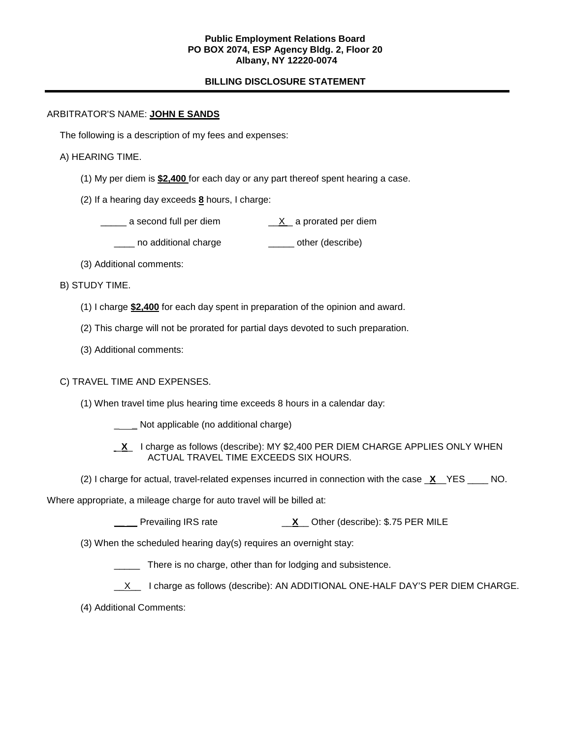**Public Employment Relations Board**
**PO BOX 2074, ESP Agency Bldg. 2, Floor 20**
**Albany, NY 12220-0074**

**BILLING DISCLOSURE STATEMENT**

---

ARBITRATOR'S NAME: **JOHN E SANDS**

The following is a description of my fees and expenses:

A) HEARING TIME.

(1) My per diem is **$2,400** for each day or any part thereof spent hearing a case.

(2) If a hearing day exceeds **8** hours, I charge:

_____ a second full per diem __X__ a prorated per diem

____ no additional charge _____ other (describe)

(3) Additional comments:

B) STUDY TIME.

(1) I charge **$2,400** for each day spent in preparation of the opinion and award.

(2) This charge will not be prorated for partial days devoted to such preparation.

(3) Additional comments:

C) TRAVEL TIME AND EXPENSES.

(1) When travel time plus hearing time exceeds 8 hours in a calendar day:

____ Not applicable (no additional charge)

__**X**__ I charge as follows (describe): MY $2,400 PER DIEM CHARGE APPLIES ONLY WHEN ACTUAL TRAVEL TIME EXCEEDS SIX HOURS.

(2) I charge for actual, travel-related expenses incurred in connection with the case __**X**__ YES ____ NO.

Where appropriate, a mileage charge for auto travel will be billed at:

_____ Prevailing IRS rate __**X**__ Other (describe): $.75 PER MILE

(3) When the scheduled hearing day(s) requires an overnight stay:

_____ There is no charge, other than for lodging and subsistence.

__X__ I charge as follows (describe): AN ADDITIONAL ONE-HALF DAY'S PER DIEM CHARGE.

(4) Additional Comments: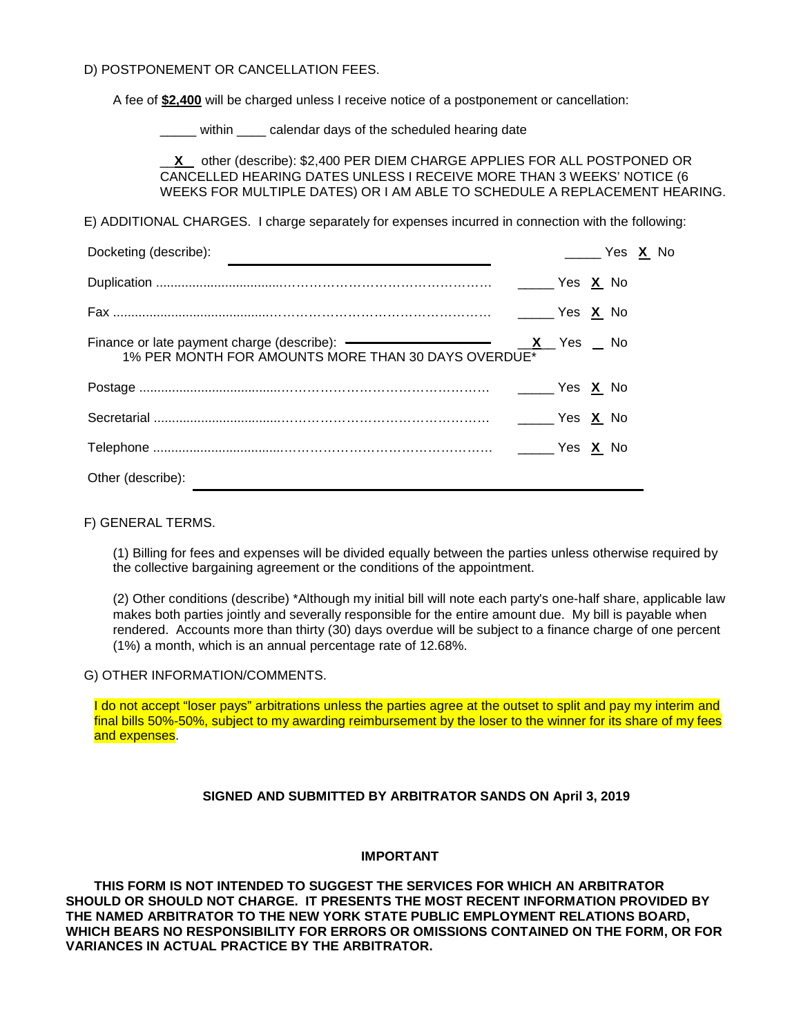D) POSTPONEMENT OR CANCELLATION FEES.

A fee of **$2,400** will be charged unless I receive notice of a postponement or cancellation:

_____ within ____ calendar days of the scheduled hearing date

__**X**__ other (describe): $2,400 PER DIEM CHARGE APPLIES FOR ALL POSTPONED OR CANCELLED HEARING DATES UNLESS I RECEIVE MORE THAN 3 WEEKS' NOTICE (6 WEEKS FOR MULTIPLE DATES) OR I AM ABLE TO SCHEDULE A REPLACEMENT HEARING.

E) ADDITIONAL CHARGES. I charge separately for expenses incurred in connection with the following:

| | |
|---|---|
| Docketing (describe): ____________________ | _____ Yes **X** No |
| Duplication | _____ Yes **X** No |
| Fax | _____ Yes **X** No |
| Finance or late payment charge (describe): 1% PER MONTH FOR AMOUNTS MORE THAN 30 DAYS OVERDUE* | __**X**__ Yes _ No |
| Postage | _____ Yes **X** No |
| Secretarial | _____ Yes **X** No |
| Telephone | _____ Yes **X** No |
| Other (describe): ____________________ | |

F) GENERAL TERMS.

(1) Billing for fees and expenses will be divided equally between the parties unless otherwise required by the collective bargaining agreement or the conditions of the appointment.

(2) Other conditions (describe) *Although my initial bill will note each party's one-half share, applicable law makes both parties jointly and severally responsible for the entire amount due. My bill is payable when rendered. Accounts more than thirty (30) days overdue will be subject to a finance charge of one percent (1%) a month, which is an annual percentage rate of 12.68%.

G) OTHER INFORMATION/COMMENTS.

I do not accept "loser pays" arbitrations unless the parties agree at the outset to split and pay my interim and final bills 50%-50%, subject to my awarding reimbursement by the loser to the winner for its share of my fees and expenses.

**SIGNED AND SUBMITTED BY ARBITRATOR SANDS ON April 3, 2019**

**IMPORTANT**

**THIS FORM IS NOT INTENDED TO SUGGEST THE SERVICES FOR WHICH AN ARBITRATOR SHOULD OR SHOULD NOT CHARGE. IT PRESENTS THE MOST RECENT INFORMATION PROVIDED BY THE NAMED ARBITRATOR TO THE NEW YORK STATE PUBLIC EMPLOYMENT RELATIONS BOARD, WHICH BEARS NO RESPONSIBILITY FOR ERRORS OR OMISSIONS CONTAINED ON THE FORM, OR FOR VARIANCES IN ACTUAL PRACTICE BY THE ARBITRATOR.**